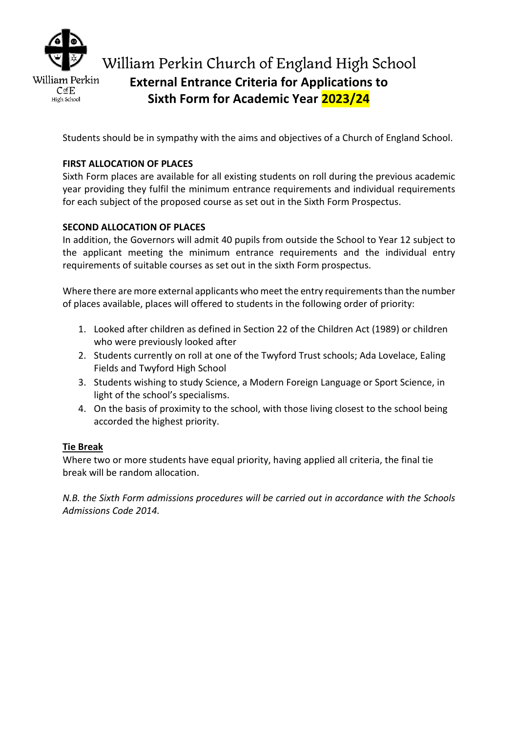# William Perkin Church of England High School

## External Entrance Criteria for Applications to Sixth Form for Academic Year 2023/24

Students should be in sympathy with the aims and objectives of a Church of England School.

**FIRST ALLOCATION OF PLACES**

Sixth Form places are available for all existing students on roll during the previous academic year providing they fulfil the minimum entrance requirements and individual requirements for each subject of the proposed course as set out in the Sixth Form Prospectus.

**SECOND ALLOCATION OF PLACES**

In addition, the Governors will admit 40 pupils from outside the School to Year 12 subject to the applicant meeting the minimum entrance requirements and the individual entry requirements of suitable courses as set out in the sixth Form prospectus.

Where there are more external applicants who meet the entry requirements than the number of places available, places will offered to students in the following order of priority:

1. Looked after children as defined in Section 22 of the Children Act (1989) or children who were previously looked after
2. Students currently on roll at one of the Twyford Trust schools; Ada Lovelace, Ealing Fields and Twyford High School
3. Students wishing to study Science, a Modern Foreign Language or Sport Science, in light of the school's specialisms.
4. On the basis of proximity to the school, with those living closest to the school being accorded the highest priority.

**Tie Break**

Where two or more students have equal priority, having applied all criteria, the final tie break will be random allocation.

*N.B. the Sixth Form admissions procedures will be carried out in accordance with the Schools Admissions Code 2014.*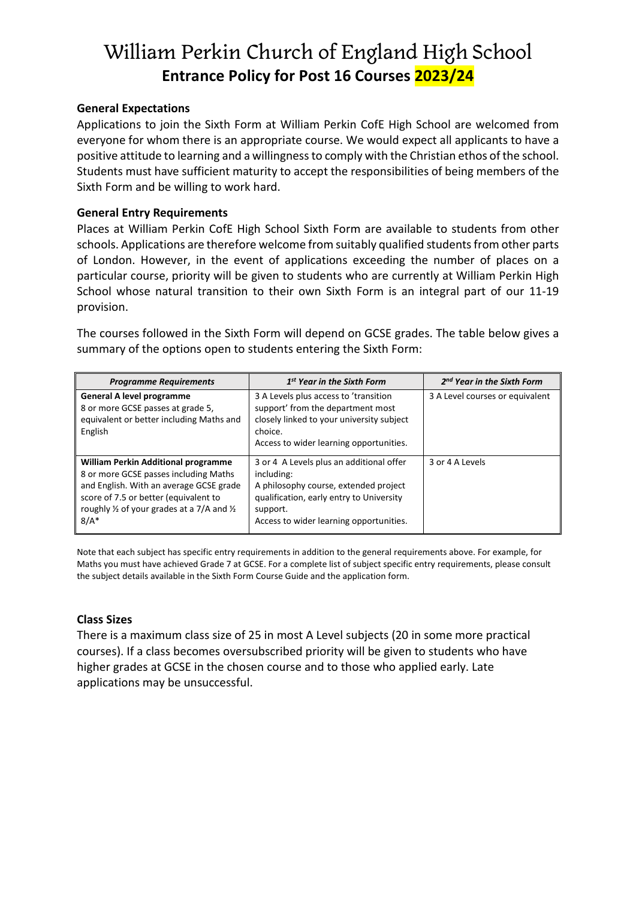# William Perkin Church of England High School

## Entrance Policy for Post 16 Courses 2023/24

**General Expectations**

Applications to join the Sixth Form at William Perkin CofE High School are welcomed from everyone for whom there is an appropriate course. We would expect all applicants to have a positive attitude to learning and a willingness to comply with the Christian ethos of the school. Students must have sufficient maturity to accept the responsibilities of being members of the Sixth Form and be willing to work hard.

**General Entry Requirements**

Places at William Perkin CofE High School Sixth Form are available to students from other schools. Applications are therefore welcome from suitably qualified students from other parts of London. However, in the event of applications exceeding the number of places on a particular course, priority will be given to students who are currently at William Perkin High School whose natural transition to their own Sixth Form is an integral part of our 11-19 provision.

The courses followed in the Sixth Form will depend on GCSE grades. The table below gives a summary of the options open to students entering the Sixth Form:

| *Programme Requirements* | *1st Year in the Sixth Form* | *2nd Year in the Sixth Form* |
|---|---|---|
| **General A level programme**<br>8 or more GCSE passes at grade 5, equivalent or better including Maths and English | 3 A Levels plus access to 'transition support' from the department most closely linked to your university subject choice.<br>Access to wider learning opportunities. | 3 A Level courses or equivalent |
| **William Perkin Additional programme**<br>8 or more GCSE passes including Maths and English. With an average GCSE grade score of 7.5 or better (equivalent to roughly ½ of your grades at a 7/A and ½ 8/A* | 3 or 4 A Levels plus an additional offer including:<br>A philosophy course, extended project qualification, early entry to University support.<br>Access to wider learning opportunities. | 3 or 4 A Levels |

Note that each subject has specific entry requirements in addition to the general requirements above. For example, for Maths you must have achieved Grade 7 at GCSE. For a complete list of subject specific entry requirements, please consult the subject details available in the Sixth Form Course Guide and the application form.

**Class Sizes**

There is a maximum class size of 25 in most A Level subjects (20 in some more practical courses). If a class becomes oversubscribed priority will be given to students who have higher grades at GCSE in the chosen course and to those who applied early. Late applications may be unsuccessful.